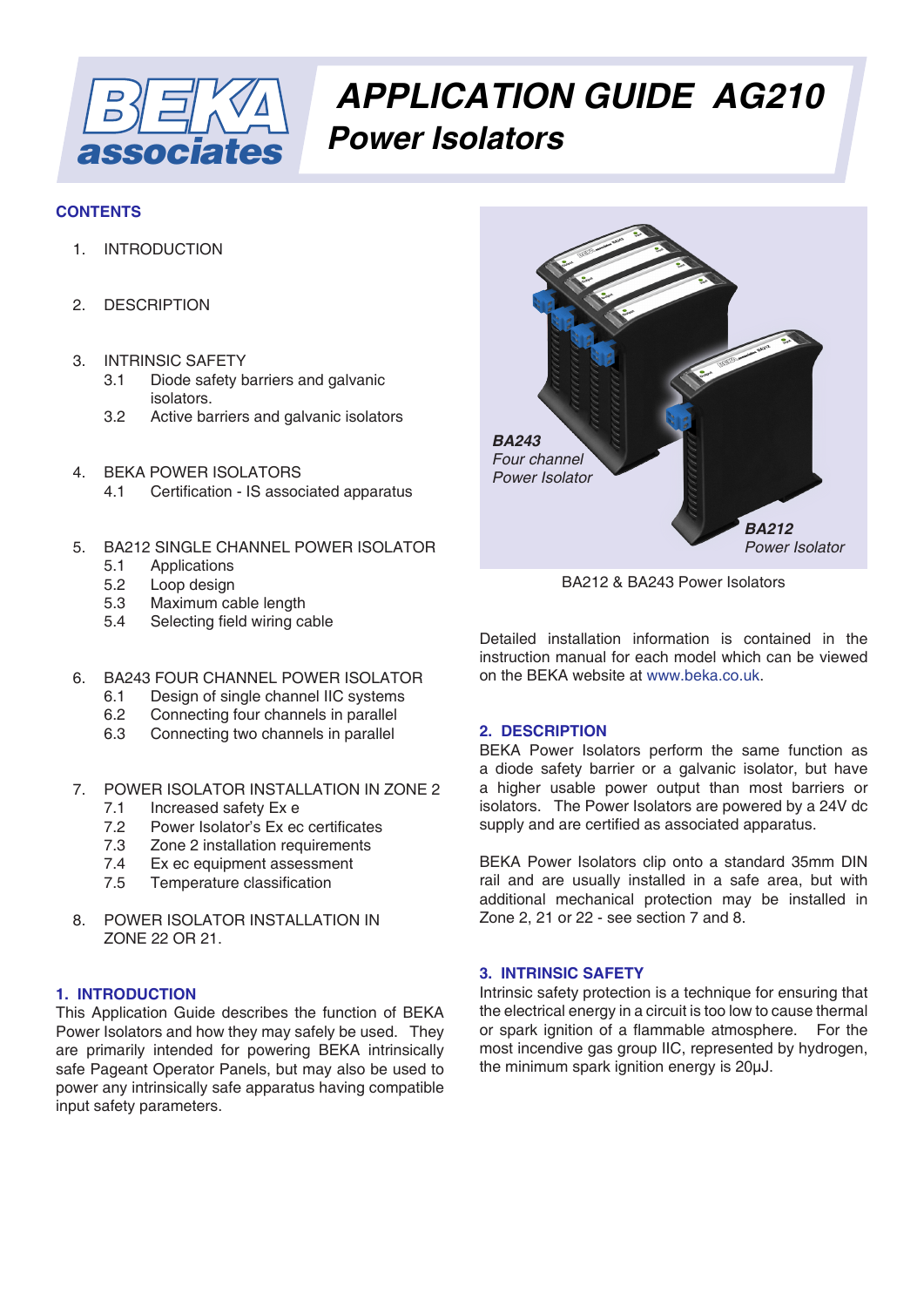# APPLICATION GUIDE AG210

## Power Isolators

### CONTENTS

1. INTRODUCTION

2. DESCRIPTION

3. INTRINSIC SAFETY
   - 3.1 Diode safety barriers and galvanic isolators.
   - 3.2 Active barriers and galvanic isolators

4. BEKA POWER ISOLATORS
   - 4.1 Certification - IS associated apparatus

5. BA212 SINGLE CHANNEL POWER ISOLATOR
   - 5.1 Applications
   - 5.2 Loop design
   - 5.3 Maximum cable length
   - 5.4 Selecting field wiring cable

6. BA243 FOUR CHANNEL POWER ISOLATOR
   - 6.1 Design of single channel IIC systems
   - 6.2 Connecting four channels in parallel
   - 6.3 Connecting two channels in parallel

7. POWER ISOLATOR INSTALLATION IN ZONE 2
   - 7.1 Increased safety Ex e
   - 7.2 Power Isolator's Ex ec certificates
   - 7.3 Zone 2 installation requirements
   - 7.4 Ex ec equipment assessment
   - 7.5 Temperature classification

8. POWER ISOLATOR INSTALLATION IN ZONE 22 OR 21.

### 1. INTRODUCTION

This Application Guide describes the function of BEKA Power Isolators and how they may safely be used. They are primarily intended for powering BEKA intrinsically safe Pageant Operator Panels, but may also be used to power any intrinsically safe apparatus having compatible input safety parameters.

*BA243 Four channel Power Isolator*

*BA212 Power Isolator*

BA212 & BA243 Power Isolators

Detailed installation information is contained in the instruction manual for each model which can be viewed on the BEKA website at www.beka.co.uk.

### 2. DESCRIPTION

BEKA Power Isolators perform the same function as a diode safety barrier or a galvanic isolator, but have a higher usable power output than most barriers or isolators. The Power Isolators are powered by a 24V dc supply and are certified as associated apparatus.

BEKA Power Isolators clip onto a standard 35mm DIN rail and are usually installed in a safe area, but with additional mechanical protection may be installed in Zone 2, 21 or 22 - see section 7 and 8.

### 3. INTRINSIC SAFETY

Intrinsic safety protection is a technique for ensuring that the electrical energy in a circuit is too low to cause thermal or spark ignition of a flammable atmosphere. For the most incendive gas group IIC, represented by hydrogen, the minimum spark ignition energy is 20μJ.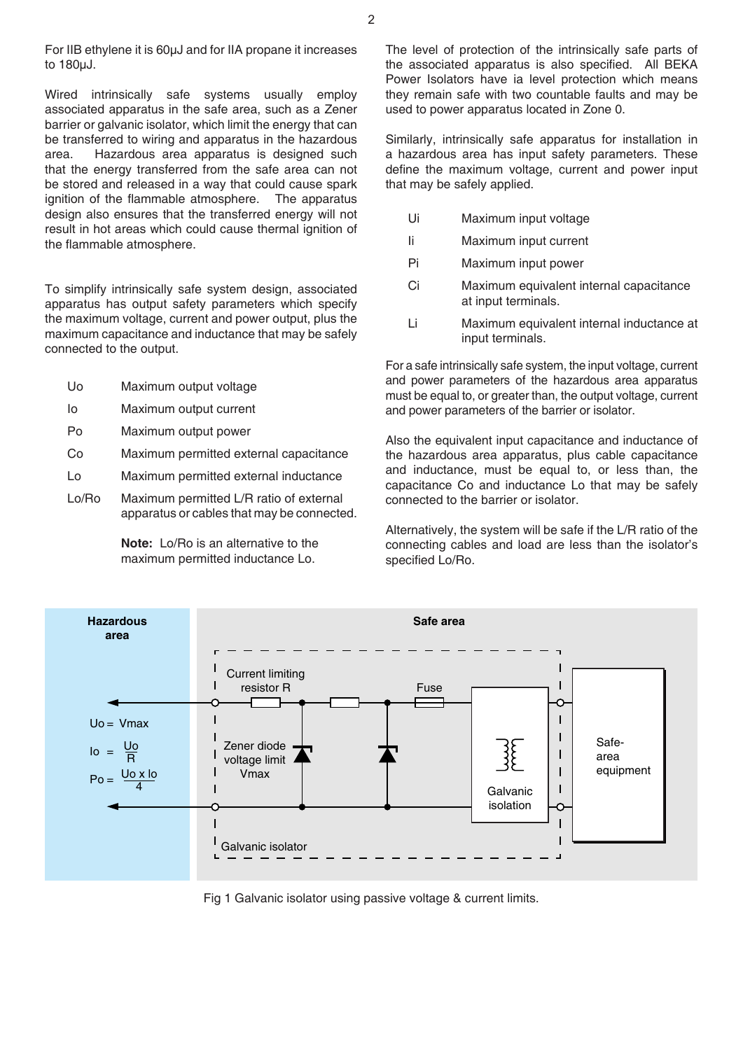For IIB ethylene it is 60µJ and for IIA propane it increases to 180µJ.

Wired intrinsically safe systems usually employ associated apparatus in the safe area, such as a Zener barrier or galvanic isolator, which limit the energy that can be transferred to wiring and apparatus in the hazardous area. Hazardous area apparatus is designed such that the energy transferred from the safe area can not be stored and released in a way that could cause spark ignition of the flammable atmosphere. The apparatus design also ensures that the transferred energy will not result in hot areas which could cause thermal ignition of the flammable atmosphere.

To simplify intrinsically safe system design, associated apparatus has output safety parameters which specify the maximum voltage, current and power output, plus the maximum capacitance and inductance that may be safely connected to the output.

| | |
|---|---|
| Uo | Maximum output voltage |
| Io | Maximum output current |
| Po | Maximum output power |
| Co | Maximum permitted external capacitance |
| Lo | Maximum permitted external inductance |
| Lo/Ro | Maximum permitted L/R ratio of external apparatus or cables that may be connected. |

**Note:** Lo/Ro is an alternative to the maximum permitted inductance Lo.

The level of protection of the intrinsically safe parts of the associated apparatus is also specified. All BEKA Power Isolators have ia level protection which means they remain safe with two countable faults and may be used to power apparatus located in Zone 0.

Similarly, intrinsically safe apparatus for installation in a hazardous area has input safety parameters. These define the maximum voltage, current and power input that may be safely applied.

| | |
|---|---|
| Ui | Maximum input voltage |
| Ii | Maximum input current |
| Pi | Maximum input power |
| Ci | Maximum equivalent internal capacitance at input terminals. |
| Li | Maximum equivalent internal inductance at input terminals. |

For a safe intrinsically safe system, the input voltage, current and power parameters of the hazardous area apparatus must be equal to, or greater than, the output voltage, current and power parameters of the barrier or isolator.

Also the equivalent input capacitance and inductance of the hazardous area apparatus, plus cable capacitance and inductance, must be equal to, or less than, the capacitance Co and inductance Lo that may be safely connected to the barrier or isolator.

Alternatively, the system will be safe if the L/R ratio of the connecting cables and load are less than the isolator's specified Lo/Ro.

Hazardous area | Safe area

$$Uo = Vmax$$

$$Io = \frac{Uo}{R}$$

$$Po = \frac{Uo \times Io}{4}$$

Current limiting resistor R — Fuse — Zener diode voltage limit Vmax — Galvanic isolation — Safe-area equipment — Galvanic isolator

Fig 1 Galvanic isolator using passive voltage & current limits.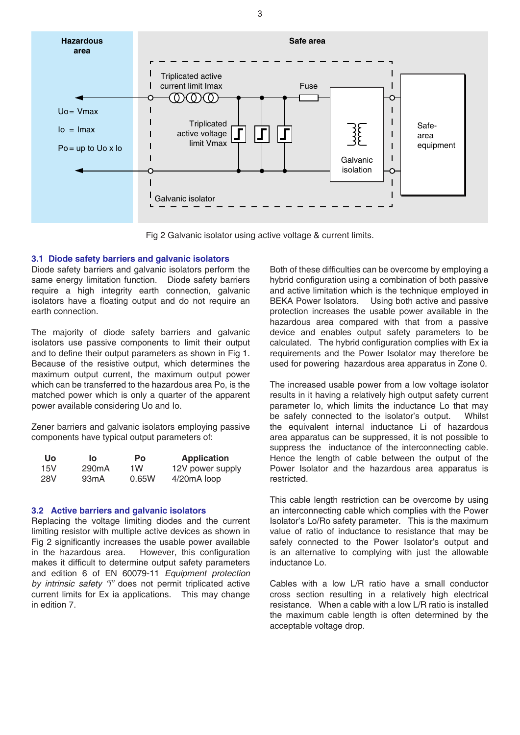Fig 2 Galvanic isolator using active voltage & current limits.

### 3.1 Diode safety barriers and galvanic isolators

Diode safety barriers and galvanic isolators perform the same energy limitation function. Diode safety barriers require a high integrity earth connection, galvanic isolators have a floating output and do not require an earth connection.

The majority of diode safety barriers and galvanic isolators use passive components to limit their output and to define their output parameters as shown in Fig 1. Because of the resistive output, which determines the maximum output current, the maximum output power which can be transferred to the hazardous area Po, is the matched power which is only a quarter of the apparent power available considering Uo and Io.

Zener barriers and galvanic isolators employing passive components have typical output parameters of:

| Uo | Io | Po | Application |
|---|---|---|---|
| 15V | 290mA | 1W | 12V power supply |
| 28V | 93mA | 0.65W | 4/20mA loop |

### 3.2 Active barriers and galvanic isolators

Replacing the voltage limiting diodes and the current limiting resistor with multiple active devices as shown in Fig 2 significantly increases the usable power available in the hazardous area. However, this configuration makes it difficult to determine output safety parameters and edition 6 of EN 60079-11 *Equipment protection by intrinsic safety "i"* does not permit triplicated active current limits for Ex ia applications. This may change in edition 7.

Both of these difficulties can be overcome by employing a hybrid configuration using a combination of both passive and active limitation which is the technique employed in BEKA Power Isolators. Using both active and passive protection increases the usable power available in the hazardous area compared with that from a passive device and enables output safety parameters to be calculated. The hybrid configuration complies with Ex ia requirements and the Power Isolator may therefore be used for powering hazardous area apparatus in Zone 0.

The increased usable power from a low voltage isolator results in it having a relatively high output safety current parameter Io, which limits the inductance Lo that may be safely connected to the isolator's output. Whilst the equivalent internal inductance Li of hazardous area apparatus can be suppressed, it is not possible to suppress the inductance of the interconnecting cable. Hence the length of cable between the output of the Power Isolator and the hazardous area apparatus is restricted.

This cable length restriction can be overcome by using an interconnecting cable which complies with the Power Isolator's Lo/Ro safety parameter. This is the maximum value of ratio of inductance to resistance that may be safely connected to the Power Isolator's output and is an alternative to complying with just the allowable inductance Lo.

Cables with a low L/R ratio have a small conductor cross section resulting in a relatively high electrical resistance. When a cable with a low L/R ratio is installed the maximum cable length is often determined by the acceptable voltage drop.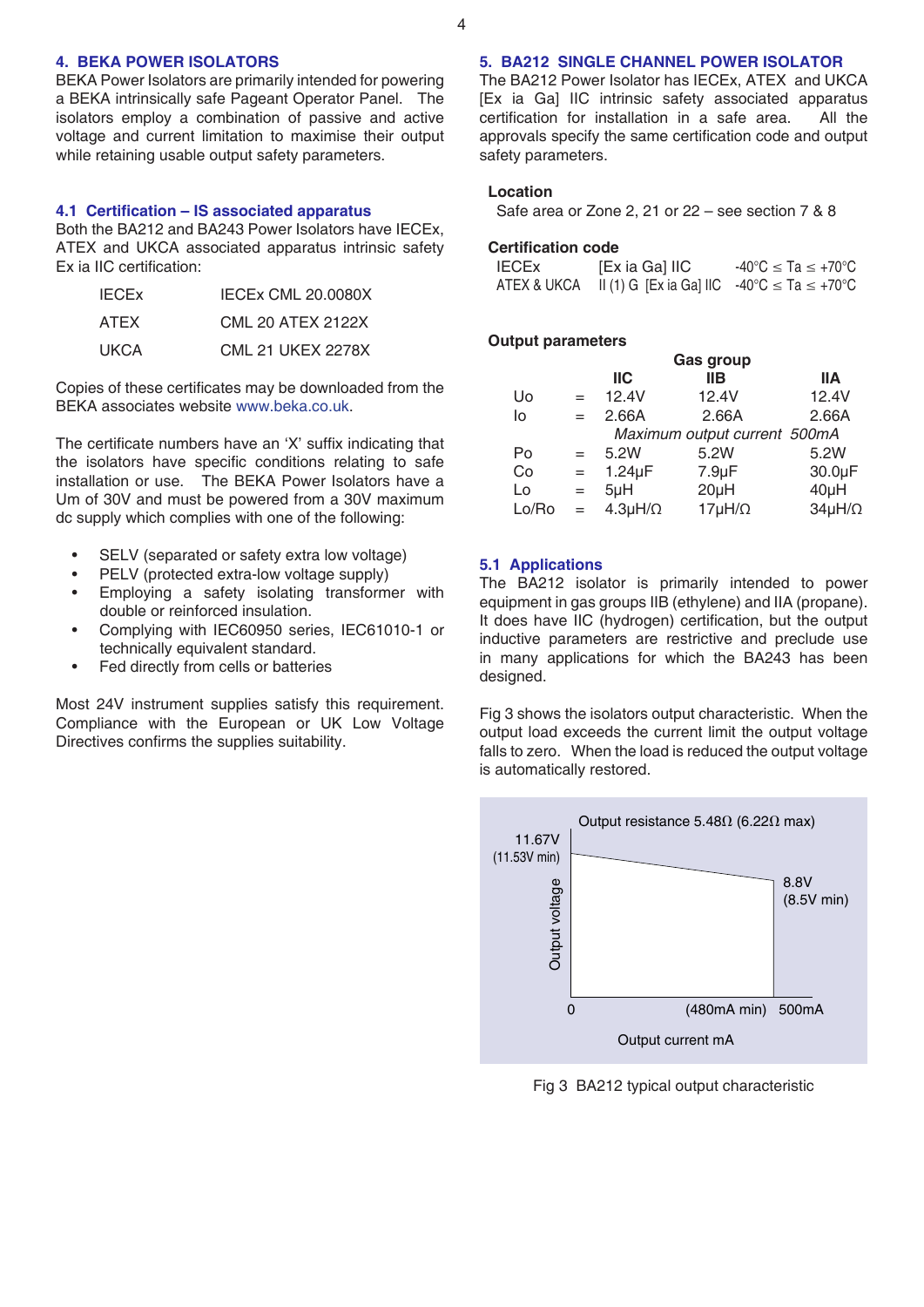## 4. BEKA POWER ISOLATORS

BEKA Power Isolators are primarily intended for powering a BEKA intrinsically safe Pageant Operator Panel. The isolators employ a combination of passive and active voltage and current limitation to maximise their output while retaining usable output safety parameters.

### 4.1 Certification – IS associated apparatus

Both the BA212 and BA243 Power Isolators have IECEx, ATEX and UKCA associated apparatus intrinsic safety Ex ia IIC certification:

| | |
|---|---|
| IECEx | IECEx CML 20.0080X |
| ATEX | CML 20 ATEX 2122X |
| UKCA | CML 21 UKEX 2278X |

Copies of these certificates may be downloaded from the BEKA associates website www.beka.co.uk.

The certificate numbers have an 'X' suffix indicating that the isolators have specific conditions relating to safe installation or use. The BEKA Power Isolators have a Um of 30V and must be powered from a 30V maximum dc supply which complies with one of the following:

- SELV (separated or safety extra low voltage)
- PELV (protected extra-low voltage supply)
- Employing a safety isolating transformer with double or reinforced insulation.
- Complying with IEC60950 series, IEC61010-1 or technically equivalent standard.
- Fed directly from cells or batteries

Most 24V instrument supplies satisfy this requirement. Compliance with the European or UK Low Voltage Directives confirms the supplies suitability.

## 5. BA212 SINGLE CHANNEL POWER ISOLATOR

The BA212 Power Isolator has IECEx, ATEX and UKCA [Ex ia Ga] IIC intrinsic safety associated apparatus certification for installation in a safe area. All the approvals specify the same certification code and output safety parameters.

**Location**

Safe area or Zone 2, 21 or 22 – see section 7 & 8

**Certification code**

| | | |
|---|---|---|
| IECEx | [Ex ia Ga] IIC | -40°C ≤ Ta ≤ +70°C |
| ATEX & UKCA | II (1) G [Ex ia Ga] IIC | -40°C ≤ Ta ≤ +70°C |

**Output parameters**

| | | Gas group | | |
|---|---|---|---|---|
| | | IIC | IIB | IIA |
| Uo | = | 12.4V | 12.4V | 12.4V |
| Io | = | 2.66A | 2.66A | 2.66A |
| | | *Maximum output current 500mA* | | |
| Po | = | 5.2W | 5.2W | 5.2W |
| Co | = | 1.24μF | 7.9μF | 30.0μF |
| Lo | = | 5μH | 20μH | 40μH |
| Lo/Ro | = | 4.3μH/Ω | 17μH/Ω | 34μH/Ω |

### 5.1 Applications

The BA212 isolator is primarily intended to power equipment in gas groups IIB (ethylene) and IIA (propane). It does have IIC (hydrogen) certification, but the output inductive parameters are restrictive and preclude use in many applications for which the BA243 has been designed.

Fig 3 shows the isolators output characteristic. When the output load exceeds the current limit the output voltage falls to zero. When the load is reduced the output voltage is automatically restored.

Output resistance 5.48Ω (6.22Ω max)
11.67V (11.53V min)
8.8V (8.5V min)
Output voltage
0 (480mA min) 500mA
Output current mA

Fig 3 BA212 typical output characteristic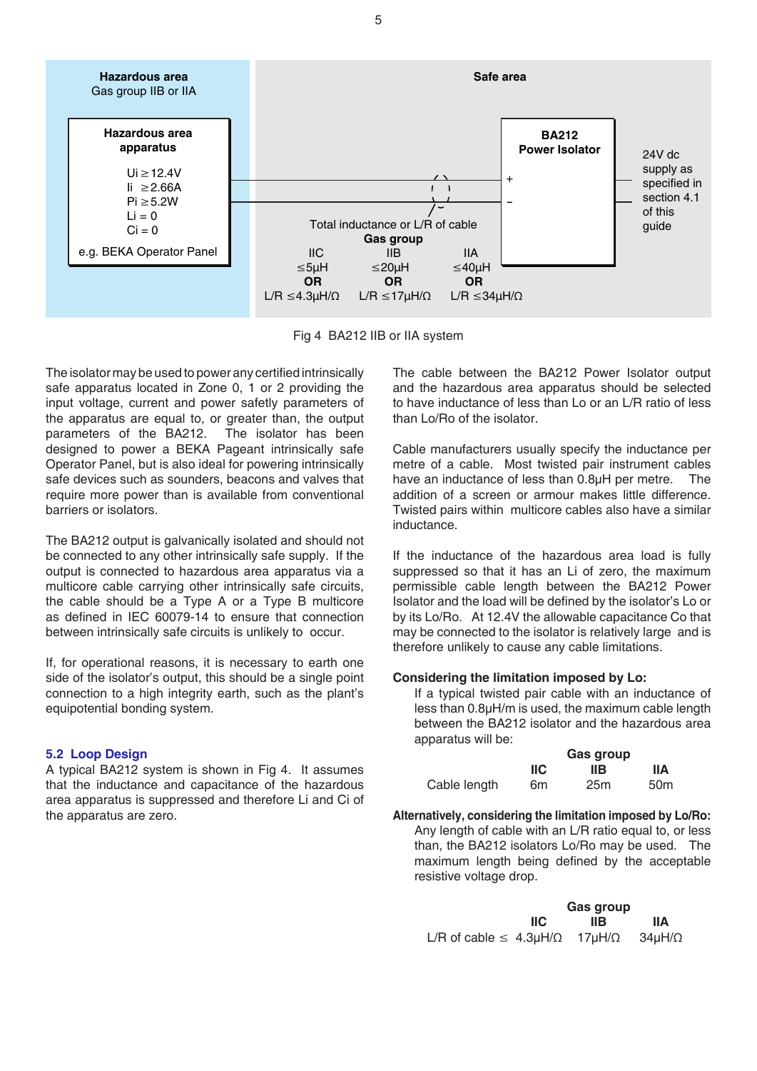**Hazardous area**
Gas group IIB or IIA

**Hazardous area apparatus**

Ui ≥ 12.4V
Ii ≥ 2.66A
Pi ≥ 5.2W
Li = 0
Ci = 0

e.g. BEKA Operator Panel

**Safe area**

**BA212 Power Isolator**

24V dc supply as specified in section 4.1 of this guide

Total inductance or L/R of cable

| **Gas group** | | |
|---|---|---|
| IIC | IIB | IIA |
| ≤5µH | ≤20µH | ≤40µH |
| **OR** | **OR** | **OR** |
| L/R ≤4.3µH/Ω | L/R ≤17µH/Ω | L/R ≤34µH/Ω |

Fig 4 BA212 IIB or IIA system

The isolator may be used to power any certified intrinsically safe apparatus located in Zone 0, 1 or 2 providing the input voltage, current and power safety parameters of the apparatus are equal to, or greater than, the output parameters of the BA212. The isolator has been designed to power a BEKA Pageant intrinsically safe Operator Panel, but is also ideal for powering intrinsically safe devices such as sounders, beacons and valves that require more power than is available from conventional barriers or isolators.

The BA212 output is galvanically isolated and should not be connected to any other intrinsically safe supply. If the output is connected to hazardous area apparatus via a multicore cable carrying other intrinsically safe circuits, the cable should be a Type A or a Type B multicore as defined in IEC 60079-14 to ensure that connection between intrinsically safe circuits is unlikely to occur.

If, for operational reasons, it is necessary to earth one side of the isolator's output, this should be a single point connection to a high integrity earth, such as the plant's equipotential bonding system.

## 5.2 Loop Design

A typical BA212 system is shown in Fig 4. It assumes that the inductance and capacitance of the hazardous area apparatus is suppressed and therefore Li and Ci of the apparatus are zero.

The cable between the BA212 Power Isolator output and the hazardous area apparatus should be selected to have inductance of less than Lo or an L/R ratio of less than Lo/Ro of the isolator.

Cable manufacturers usually specify the inductance per metre of a cable. Most twisted pair instrument cables have an inductance of less than 0.8µH per metre. The addition of a screen or armour makes little difference. Twisted pairs within multicore cables also have a similar inductance.

If the inductance of the hazardous area load is fully suppressed so that it has an Li of zero, the maximum permissible cable length between the BA212 Power Isolator and the load will be defined by the isolator's Lo or by its Lo/Ro. At 12.4V the allowable capacitance Co that may be connected to the isolator is relatively large and is therefore unlikely to cause any cable limitations.

**Considering the limitation imposed by Lo:**

If a typical twisted pair cable with an inductance of less than 0.8µH/m is used, the maximum cable length between the BA212 isolator and the hazardous area apparatus will be:

| | **Gas group** | | |
|---|---|---|---|
| | **IIC** | **IIB** | **IIA** |
| Cable length | 6m | 25m | 50m |

**Alternatively, considering the limitation imposed by Lo/Ro:**

Any length of cable with an L/R ratio equal to, or less than, the BA212 isolators Lo/Ro may be used. The maximum length being defined by the acceptable resistive voltage drop.

| | **Gas group** | | |
|---|---|---|---|
| | **IIC** | **IIB** | **IIA** |
| L/R of cable ≤ | 4.3µH/Ω | 17µH/Ω | 34µH/Ω |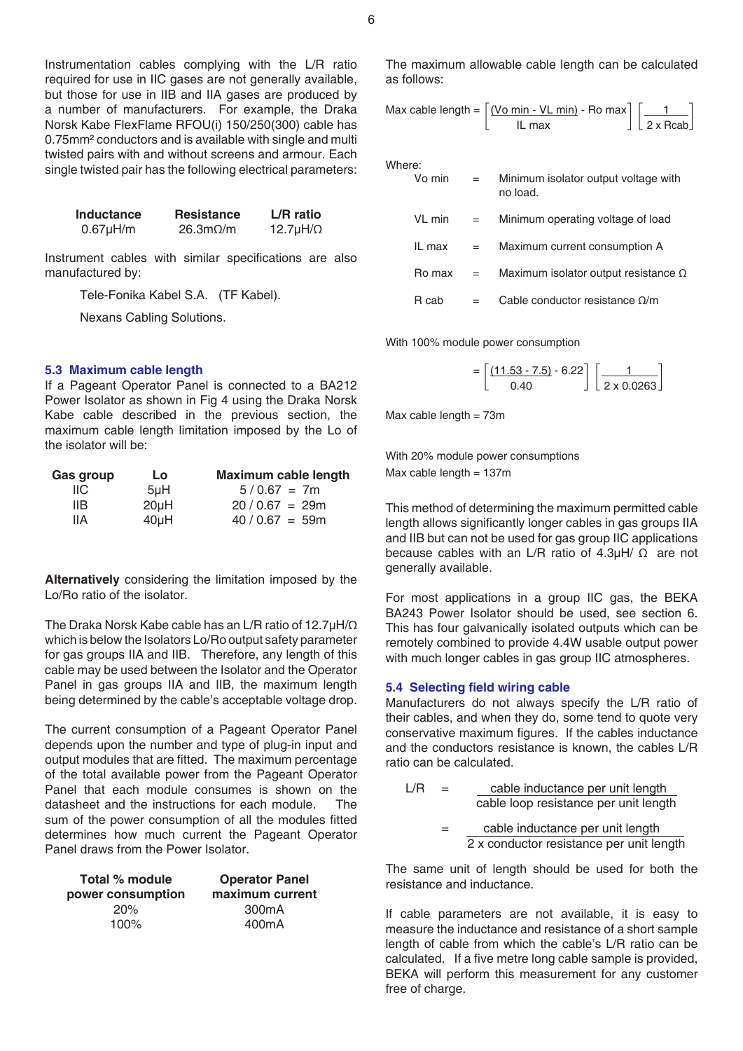Instrumentation cables complying with the L/R ratio required for use in IIC gases are not generally available, but those for use in IIB and IIA gases are produced by a number of manufacturers. For example, the Draka Norsk Kabe FlexFlame RFOU(i) 150/250(300) cable has $0.75mm^2$ conductors and is available with single and multi twisted pairs with and without screens and armour. Each single twisted pair has the following electrical parameters:

| Inductance | Resistance | L/R ratio |
|---|---|---|
| 0.67μH/m | 26.3mΩ/m | 12.7μH/Ω |

Instrument cables with similar specifications are also manufactured by:

Tele-Fonika Kabel S.A. (TF Kabel).

Nexans Cabling Solutions.

### 5.3 Maximum cable length

If a Pageant Operator Panel is connected to a BA212 Power Isolator as shown in Fig 4 using the Draka Norsk Kabe cable described in the previous section, the maximum cable length limitation imposed by the Lo of the isolator will be:

| Gas group | Lo | Maximum cable length |
|---|---|---|
| IIC | 5μH | 5 / 0.67 = 7m |
| IIB | 20μH | 20 / 0.67 = 29m |
| IIA | 40μH | 40 / 0.67 = 59m |

**Alternatively** considering the limitation imposed by the Lo/Ro ratio of the isolator.

The Draka Norsk Kabe cable has an L/R ratio of 12.7μH/Ω which is below the Isolators Lo/Ro output safety parameter for gas groups IIA and IIB. Therefore, any length of this cable may be used between the Isolator and the Operator Panel in gas groups IIA and IIB, the maximum length being determined by the cable's acceptable voltage drop.

The current consumption of a Pageant Operator Panel depends upon the number and type of plug-in input and output modules that are fitted. The maximum percentage of the total available power from the Pageant Operator Panel that each module consumes is shown on the datasheet and the instructions for each module. The sum of the power consumption of all the modules fitted determines how much current the Pageant Operator Panel draws from the Power Isolator.

| Total % module power consumption | Operator Panel maximum current |
|---|---|
| 20% | 300mA |
| 100% | 400mA |

The maximum allowable cable length can be calculated as follows:

$$\text{Max cable length} = \left[\frac{(\text{Vo min} - \text{VL min})}{\text{IL max}} - \text{Ro max}\right]\left[\frac{1}{2 \times \text{Rcab}}\right]$$

Where:

| | | |
|---|---|---|
| Vo min | = | Minimum isolator output voltage with no load. |
| VL min | = | Minimum operating voltage of load |
| IL max | = | Maximum current consumption A |
| Ro max | = | Maximum isolator output resistance Ω |
| R cab | = | Cable conductor resistance Ω/m |

With 100% module power consumption

$$= \left[\frac{(11.53 - 7.5)}{0.40} - 6.22\right]\left[\frac{1}{2 \times 0.0263}\right]$$

Max cable length = 73m

With 20% module power consumptions
Max cable length = 137m

This method of determining the maximum permitted cable length allows significantly longer cables in gas groups IIA and IIB but can not be used for gas group IIC applications because cables with an L/R ratio of 4.3μH/ Ω are not generally available.

For most applications in a group IIC gas, the BEKA BA243 Power Isolator should be used, see section 6. This has four galvanically isolated outputs which can be remotely combined to provide 4.4W usable output power with much longer cables in gas group IIC atmospheres.

### 5.4 Selecting field wiring cable

Manufacturers do not always specify the L/R ratio of their cables, and when they do, some tend to quote very conservative maximum figures. If the cables inductance and the conductors resistance is known, the cables L/R ratio can be calculated.

$$L/R = \frac{\text{cable inductance per unit length}}{\text{cable loop resistance per unit length}}$$

$$= \frac{\text{cable inductance per unit length}}{2 \times \text{conductor resistance per unit length}}$$

The same unit of length should be used for both the resistance and inductance.

If cable parameters are not available, it is easy to measure the inductance and resistance of a short sample length of cable from which the cable's L/R ratio can be calculated. If a five metre long cable sample is provided, BEKA will perform this measurement for any customer free of charge.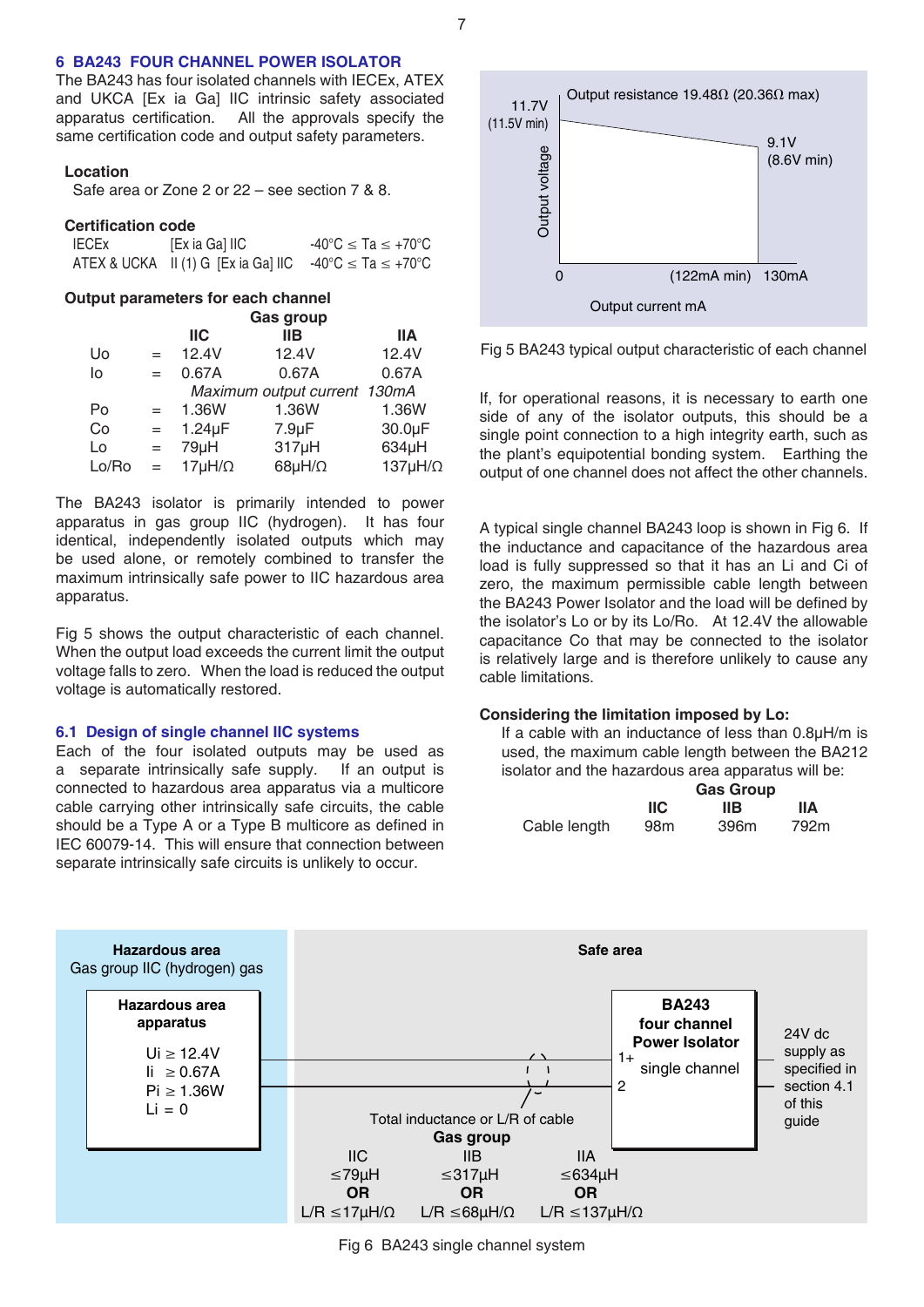## 6 BA243 FOUR CHANNEL POWER ISOLATOR

The BA243 has four isolated channels with IECEx, ATEX and UKCA [Ex ia Ga] IIC intrinsic safety associated apparatus certification. All the approvals specify the same certification code and output safety parameters.

### Location

Safe area or Zone 2 or 22 – see section 7 & 8.

### Certification code

| | | |
|---|---|---|
| IECEx | [Ex ia Ga] IIC | -40°C ≤ Ta ≤ +70°C |
| ATEX & UCKA | II (1) G [Ex ia Ga] IIC | -40°C ≤ Ta ≤ +70°C |

### Output parameters for each channel

| | | Gas group | | |
|---|---|---|---|---|
| | | IIC | IIB | IIA |
| Uo | = | 12.4V | 12.4V | 12.4V |
| Io | = | 0.67A | 0.67A | 0.67A |
| | | *Maximum output current 130mA* | | |
| Po | = | 1.36W | 1.36W | 1.36W |
| Co | = | 1.24µF | 7.9µF | 30.0µF |
| Lo | = | 79µH | 317µH | 634µH |
| Lo/Ro | = | 17µH/Ω | 68µH/Ω | 137µH/Ω |

The BA243 isolator is primarily intended to power apparatus in gas group IIC (hydrogen). It has four identical, independently isolated outputs which may be used alone, or remotely combined to transfer the maximum intrinsically safe power to IIC hazardous area apparatus.

Fig 5 shows the output characteristic of each channel. When the output load exceeds the current limit the output voltage falls to zero. When the load is reduced the output voltage is automatically restored.

### 6.1 Design of single channel IIC systems

Each of the four isolated outputs may be used as a separate intrinsically safe supply. If an output is connected to hazardous area apparatus via a multicore cable carrying other intrinsically safe circuits, the cable should be a Type A or a Type B multicore as defined in IEC 60079-14. This will ensure that connection between separate intrinsically safe circuits is unlikely to occur.

Output resistance 19.48Ω (20.36Ω max); Output voltage 11.7V (11.5V min) at 0, falling to 9.1V (8.6V min) at (122mA min) 130mA; Output current mA

Fig 5 BA243 typical output characteristic of each channel

If, for operational reasons, it is necessary to earth one side of any of the isolator outputs, this should be a single point connection to a high integrity earth, such as the plant's equipotential bonding system. Earthing the output of one channel does not affect the other channels.

A typical single channel BA243 loop is shown in Fig 6. If the inductance and capacitance of the hazardous area load is fully suppressed so that it has an Li and Ci of zero, the maximum permissible cable length between the BA243 Power Isolator and the load will be defined by the isolator's Lo or by its Lo/Ro. At 12.4V the allowable capacitance Co that may be connected to the isolator is relatively large and is therefore unlikely to cause any cable limitations.

### Considering the limitation imposed by Lo:

If a cable with an inductance of less than 0.8µH/m is used, the maximum cable length between the BA212 isolator and the hazardous area apparatus will be:

| | Gas Group | | |
|---|---|---|---|
| | IIC | IIB | IIA |
| Cable length | 98m | 396m | 792m |

**Hazardous area** — Gas group IIC (hydrogen) gas

**Hazardous area apparatus**: Ui ≥ 12.4V, Ii ≥ 0.67A, Pi ≥ 1.36W, Li = 0

**Safe area** — **BA243 four channel Power Isolator**, single channel (terminals 1+, 2); 24V dc supply as specified in section 4.1 of this guide

Total inductance or L/R of cable

| Gas group | | |
|---|---|---|
| IIC | IIB | IIA |
| ≤79µH | ≤317µH | ≤634µH |
| **OR** | **OR** | **OR** |
| L/R ≤17µH/Ω | L/R ≤68µH/Ω | L/R ≤137µH/Ω |

Fig 6 BA243 single channel system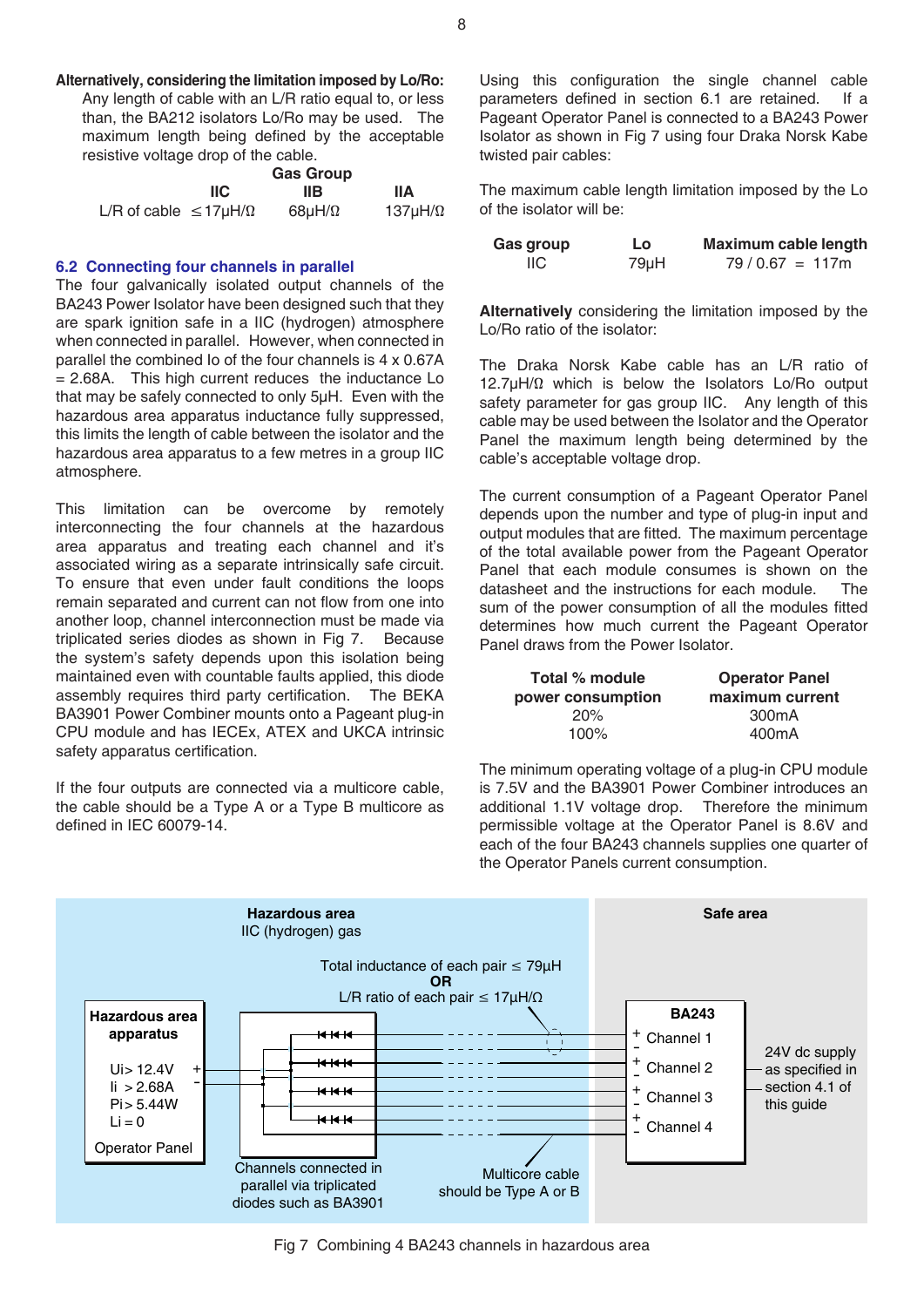**Alternatively, considering the limitation imposed by Lo/Ro:**
Any length of cable with an L/R ratio equal to, or less than, the BA212 isolators Lo/Ro may be used. The maximum length being defined by the acceptable resistive voltage drop of the cable.

| | Gas Group | | |
|---|---|---|---|
| | IIC | IIB | IIA |
| L/R of cable | ≤17μH/Ω | 68μH/Ω | 137μH/Ω |

## 6.2 Connecting four channels in parallel

The four galvanically isolated output channels of the BA243 Power Isolator have been designed such that they are spark ignition safe in a IIC (hydrogen) atmosphere when connected in parallel. However, when connected in parallel the combined Io of the four channels is 4 x 0.67A = 2.68A. This high current reduces the inductance Lo that may be safely connected to only 5μH. Even with the hazardous area apparatus inductance fully suppressed, this limits the length of cable between the isolator and the hazardous area apparatus to a few metres in a group IIC atmosphere.

This limitation can be overcome by remotely interconnecting the four channels at the hazardous area apparatus and treating each channel and it's associated wiring as a separate intrinsically safe circuit. To ensure that even under fault conditions the loops remain separated and current can not flow from one into another loop, channel interconnection must be made via triplicated series diodes as shown in Fig 7. Because the system's safety depends upon this isolation being maintained even with countable faults applied, this diode assembly requires third party certification. The BEKA BA3901 Power Combiner mounts onto a Pageant plug-in CPU module and has IECEx, ATEX and UKCA intrinsic safety apparatus certification.

If the four outputs are connected via a multicore cable, the cable should be a Type A or a Type B multicore as defined in IEC 60079-14.

Using this configuration the single channel cable parameters defined in section 6.1 are retained. If a Pageant Operator Panel is connected to a BA243 Power Isolator as shown in Fig 7 using four Draka Norsk Kabe twisted pair cables:

The maximum cable length limitation imposed by the Lo of the isolator will be:

| Gas group | Lo | Maximum cable length |
|---|---|---|
| IIC | 79μH | 79 / 0.67 = 117m |

**Alternatively** considering the limitation imposed by the Lo/Ro ratio of the isolator:

The Draka Norsk Kabe cable has an L/R ratio of 12.7μH/Ω which is below the Isolators Lo/Ro output safety parameter for gas group IIC. Any length of this cable may be used between the Isolator and the Operator Panel the maximum length being determined by the cable's acceptable voltage drop.

The current consumption of a Pageant Operator Panel depends upon the number and type of plug-in input and output modules that are fitted. The maximum percentage of the total available power from the Pageant Operator Panel that each module consumes is shown on the datasheet and the instructions for each module. The sum of the power consumption of all the modules fitted determines how much current the Pageant Operator Panel draws from the Power Isolator.

| Total % module power consumption | Operator Panel maximum current |
|---|---|
| 20% | 300mA |
| 100% | 400mA |

The minimum operating voltage of a plug-in CPU module is 7.5V and the BA3901 Power Combiner introduces an additional 1.1V voltage drop. Therefore the minimum permissible voltage at the Operator Panel is 8.6V and each of the four BA243 channels supplies one quarter of the Operator Panels current consumption.

Hazardous area
IIC (hydrogen) gas

Safe area

Total inductance of each pair ≤ 79μH
**OR**
L/R ratio of each pair ≤ 17μH/Ω

**Hazardous area apparatus**
Ui> 12.4V
Ii > 2.68A
Pi> 5.44W
Li = 0
Operator Panel

**BA243**
Channel 1
Channel 2
Channel 3
Channel 4

24V dc supply as specified in section 4.1 of this guide

Channels connected in parallel via triplicated diodes such as BA3901

Multicore cable should be Type A or B

Fig 7 Combining 4 BA243 channels in hazardous area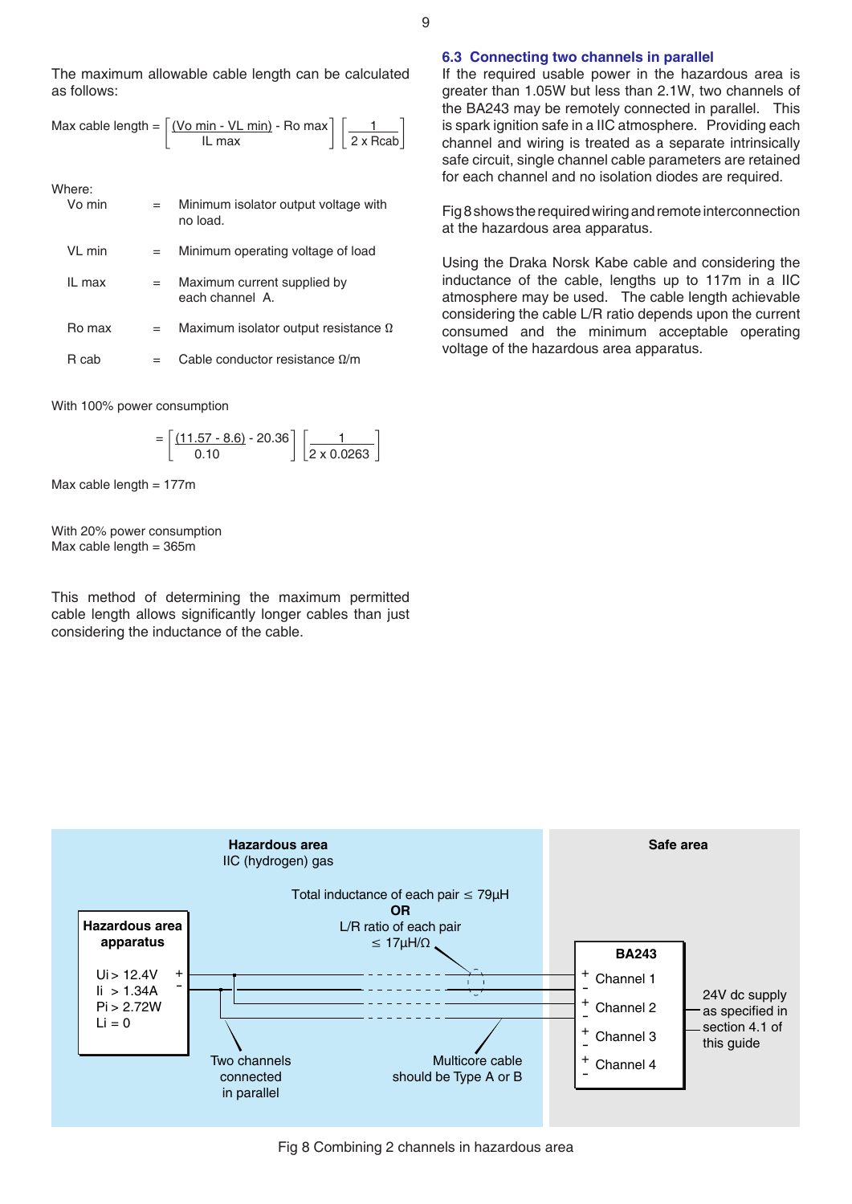The maximum allowable cable length can be calculated as follows:

$$\text{Max cable length} = \left[\frac{(\text{Vo min} - \text{VL min})}{\text{IL max}} - \text{Ro max}\right]\left[\frac{1}{2 \times \text{Rcab}}\right]$$

Where:

| | | |
|---|---|---|
| Vo min | = | Minimum isolator output voltage with no load. |
| VL min | = | Minimum operating voltage of load |
| IL max | = | Maximum current supplied by each channel A. |
| Ro max | = | Maximum isolator output resistance Ω |
| R cab | = | Cable conductor resistance Ω/m |

With 100% power consumption

$$= \left[\frac{(11.57 - 8.6)}{0.10} - 20.36\right]\left[\frac{1}{2 \times 0.0263}\right]$$

Max cable length = 177m

With 20% power consumption
Max cable length = 365m

This method of determining the maximum permitted cable length allows significantly longer cables than just considering the inductance of the cable.

## 6.3 Connecting two channels in parallel

If the required usable power in the hazardous area is greater than 1.05W but less than 2.1W, two channels of the BA243 may be remotely connected in parallel. This is spark ignition safe in a IIC atmosphere. Providing each channel and wiring is treated as a separate intrinsically safe circuit, single channel cable parameters are retained for each channel and no isolation diodes are required.

Fig 8 shows the required wiring and remote interconnection at the hazardous area apparatus.

Using the Draka Norsk Kabe cable and considering the inductance of the cable, lengths up to 117m in a IIC atmosphere may be used. The cable length achievable considering the cable L/R ratio depends upon the current consumed and the minimum acceptable operating voltage of the hazardous area apparatus.

**Hazardous area**
IIC (hydrogen) gas

**Safe area**

**Hazardous area apparatus**
Ui > 12.4V
Ii > 1.34A
Pi > 2.72W
Li = 0

Total inductance of each pair ≤ 79µH
**OR**
L/R ratio of each pair
≤ 17µH/Ω

**BA243**
Channel 1
Channel 2
Channel 3
Channel 4

24V dc supply as specified in section 4.1 of this guide

Two channels connected in parallel

Multicore cable should be Type A or B

Fig 8 Combining 2 channels in hazardous area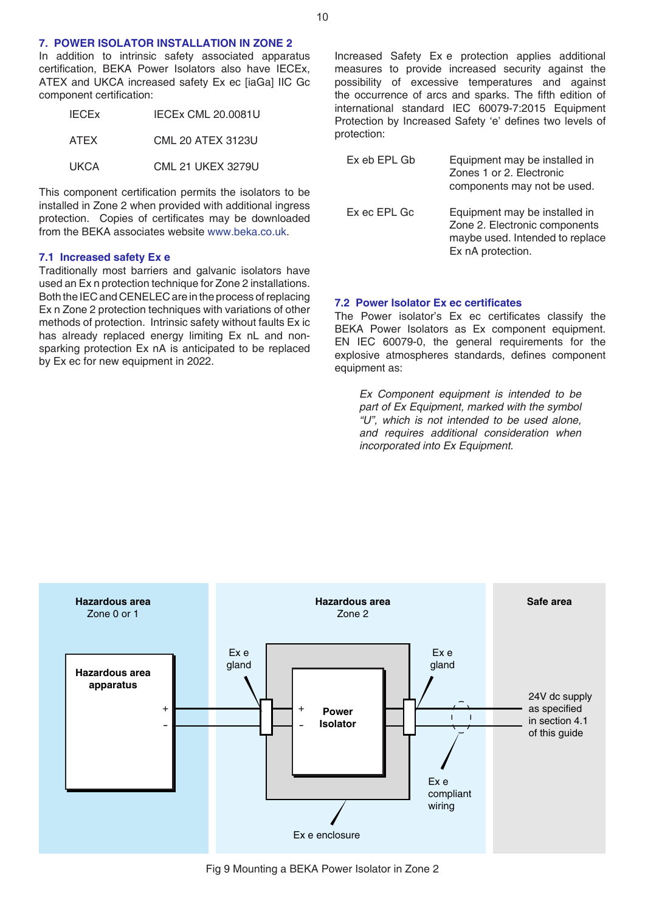## 7. POWER ISOLATOR INSTALLATION IN ZONE 2

In addition to intrinsic safety associated apparatus certification, BEKA Power Isolators also have IECEx, ATEX and UKCA increased safety Ex ec [iaGa] IIC Gc component certification:

| | |
|---|---|
| IECEx | IECEx CML 20.0081U |
| ATEX | CML 20 ATEX 3123U |
| UKCA | CML 21 UKEX 3279U |

This component certification permits the isolators to be installed in Zone 2 when provided with additional ingress protection. Copies of certificates may be downloaded from the BEKA associates website www.beka.co.uk.

### 7.1 Increased safety Ex e

Traditionally most barriers and galvanic isolators have used an Ex n protection technique for Zone 2 installations. Both the IEC and CENELEC are in the process of replacing Ex n Zone 2 protection techniques with variations of other methods of protection. Intrinsic safety without faults Ex ic has already replaced energy limiting Ex nL and non-sparking protection Ex nA is anticipated to be replaced by Ex ec for new equipment in 2022.

Increased Safety Ex e protection applies additional measures to provide increased security against the possibility of excessive temperatures and against the occurrence of arcs and sparks. The fifth edition of international standard IEC 60079-7:2015 Equipment Protection by Increased Safety 'e' defines two levels of protection:

| | |
|---|---|
| Ex eb EPL Gb | Equipment may be installed in Zones 1 or 2. Electronic components may not be used. |
| Ex ec EPL Gc | Equipment may be installed in Zone 2. Electronic components maybe used. Intended to replace Ex nA protection. |

### 7.2 Power Isolator Ex ec certificates

The Power isolator's Ex ec certificates classify the BEKA Power Isolators as Ex component equipment. EN IEC 60079-0, the general requirements for the explosive atmospheres standards, defines component equipment as:

> *Ex Component equipment is intended to be part of Ex Equipment, marked with the symbol "U", which is not intended to be used alone, and requires additional consideration when incorporated into Ex Equipment.*

Hazardous area Zone 0 or 1 | Hazardous area Zone 2 | Safe area

Hazardous area apparatus (+, -) — Ex e gland — Power Isolator (+, -) — Ex e gland — 24V dc supply as specified in section 4.1 of this guide

Ex e enclosure; Ex e compliant wiring

Fig 9 Mounting a BEKA Power Isolator in Zone 2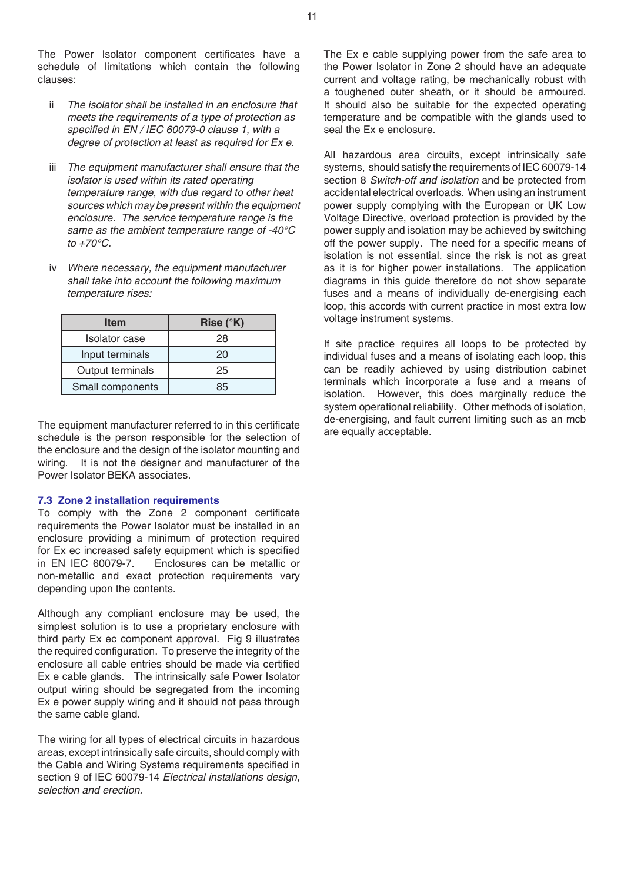The Power Isolator component certificates have a schedule of limitations which contain the following clauses:

ii *The isolator shall be installed in an enclosure that meets the requirements of a type of protection as specified in EN / IEC 60079-0 clause 1, with a degree of protection at least as required for Ex e.*

iii *The equipment manufacturer shall ensure that the isolator is used within its rated operating temperature range, with due regard to other heat sources which may be present within the equipment enclosure. The service temperature range is the same as the ambient temperature range of -40°C to +70°C.*

iv *Where necessary, the equipment manufacturer shall take into account the following maximum temperature rises:*

| Item | Rise (°K) |
|---|---|
| Isolator case | 28 |
| Input terminals | 20 |
| Output terminals | 25 |
| Small components | 85 |

The equipment manufacturer referred to in this certificate schedule is the person responsible for the selection of the enclosure and the design of the isolator mounting and wiring. It is not the designer and manufacturer of the Power Isolator BEKA associates.

### 7.3 Zone 2 installation requirements

To comply with the Zone 2 component certificate requirements the Power Isolator must be installed in an enclosure providing a minimum of protection required for Ex ec increased safety equipment which is specified in EN IEC 60079-7. Enclosures can be metallic or non-metallic and exact protection requirements vary depending upon the contents.

Although any compliant enclosure may be used, the simplest solution is to use a proprietary enclosure with third party Ex ec component approval. Fig 9 illustrates the required configuration. To preserve the integrity of the enclosure all cable entries should be made via certified Ex e cable glands. The intrinsically safe Power Isolator output wiring should be segregated from the incoming Ex e power supply wiring and it should not pass through the same cable gland.

The wiring for all types of electrical circuits in hazardous areas, except intrinsically safe circuits, should comply with the Cable and Wiring Systems requirements specified in section 9 of IEC 60079-14 *Electrical installations design, selection and erection.*

The Ex e cable supplying power from the safe area to the Power Isolator in Zone 2 should have an adequate current and voltage rating, be mechanically robust with a toughened outer sheath, or it should be armoured. It should also be suitable for the expected operating temperature and be compatible with the glands used to seal the Ex e enclosure.

All hazardous area circuits, except intrinsically safe systems, should satisfy the requirements of IEC 60079-14 section 8 *Switch-off and isolation* and be protected from accidental electrical overloads. When using an instrument power supply complying with the European or UK Low Voltage Directive, overload protection is provided by the power supply and isolation may be achieved by switching off the power supply. The need for a specific means of isolation is not essential. since the risk is not as great as it is for higher power installations. The application diagrams in this guide therefore do not show separate fuses and a means of individually de-energising each loop, this accords with current practice in most extra low voltage instrument systems.

If site practice requires all loops to be protected by individual fuses and a means of isolating each loop, this can be readily achieved by using distribution cabinet terminals which incorporate a fuse and a means of isolation. However, this does marginally reduce the system operational reliability. Other methods of isolation, de-energising, and fault current limiting such as an mcb are equally acceptable.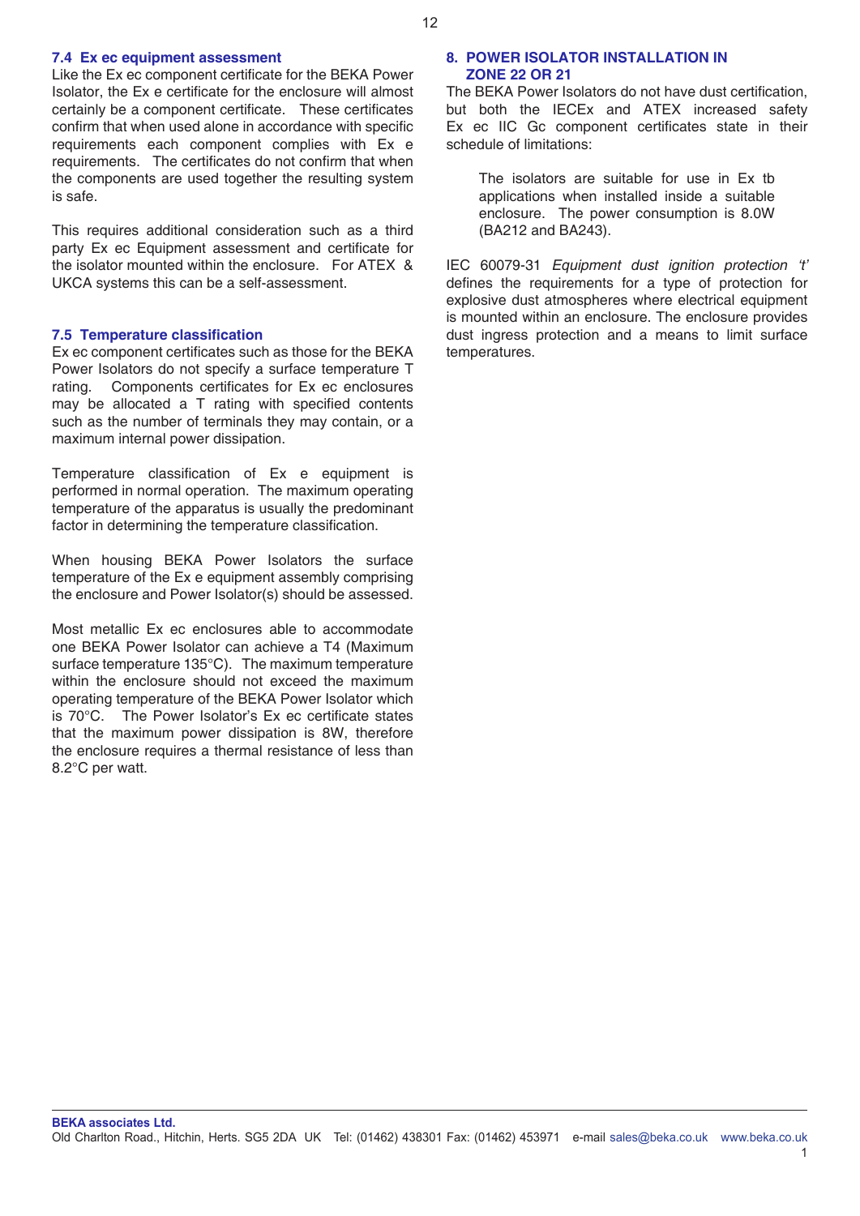### 7.4 Ex ec equipment assessment

Like the Ex ec component certificate for the BEKA Power Isolator, the Ex e certificate for the enclosure will almost certainly be a component certificate. These certificates confirm that when used alone in accordance with specific requirements each component complies with Ex e requirements. The certificates do not confirm that when the components are used together the resulting system is safe.

This requires additional consideration such as a third party Ex ec Equipment assessment and certificate for the isolator mounted within the enclosure. For ATEX & UKCA systems this can be a self-assessment.

### 7.5 Temperature classification

Ex ec component certificates such as those for the BEKA Power Isolators do not specify a surface temperature T rating. Components certificates for Ex ec enclosures may be allocated a T rating with specified contents such as the number of terminals they may contain, or a maximum internal power dissipation.

Temperature classification of Ex e equipment is performed in normal operation. The maximum operating temperature of the apparatus is usually the predominant factor in determining the temperature classification.

When housing BEKA Power Isolators the surface temperature of the Ex e equipment assembly comprising the enclosure and Power Isolator(s) should be assessed.

Most metallic Ex ec enclosures able to accommodate one BEKA Power Isolator can achieve a T4 (Maximum surface temperature 135°C). The maximum temperature within the enclosure should not exceed the maximum operating temperature of the BEKA Power Isolator which is 70°C. The Power Isolator's Ex ec certificate states that the maximum power dissipation is 8W, therefore the enclosure requires a thermal resistance of less than 8.2°C per watt.

## 8. POWER ISOLATOR INSTALLATION IN ZONE 22 OR 21

The BEKA Power Isolators do not have dust certification, but both the IECEx and ATEX increased safety Ex ec IIC Gc component certificates state in their schedule of limitations:

> The isolators are suitable for use in Ex tb applications when installed inside a suitable enclosure. The power consumption is 8.0W (BA212 and BA243).

IEC 60079-31 *Equipment dust ignition protection 't'* defines the requirements for a type of protection for explosive dust atmospheres where electrical equipment is mounted within an enclosure. The enclosure provides dust ingress protection and a means to limit surface temperatures.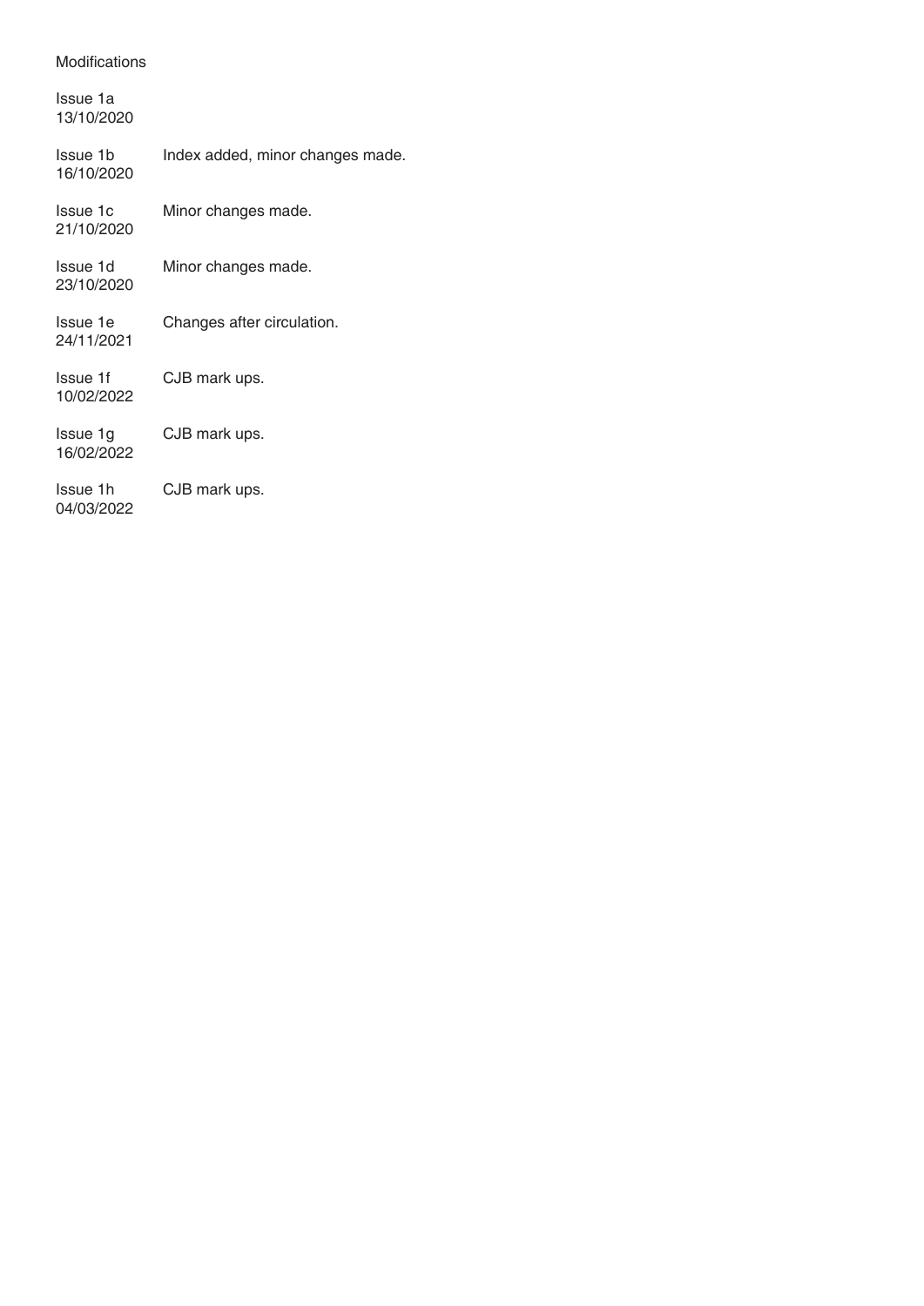Modifications

| | |
| --- | --- |
| Issue 1a<br>13/10/2020 | |
| Issue 1b<br>16/10/2020 | Index added, minor changes made. |
| Issue 1c<br>21/10/2020 | Minor changes made. |
| Issue 1d<br>23/10/2020 | Minor changes made. |
| Issue 1e<br>24/11/2021 | Changes after circulation. |
| Issue 1f<br>10/02/2022 | CJB mark ups. |
| Issue 1g<br>16/02/2022 | CJB mark ups. |
| Issue 1h<br>04/03/2022 | CJB mark ups. |